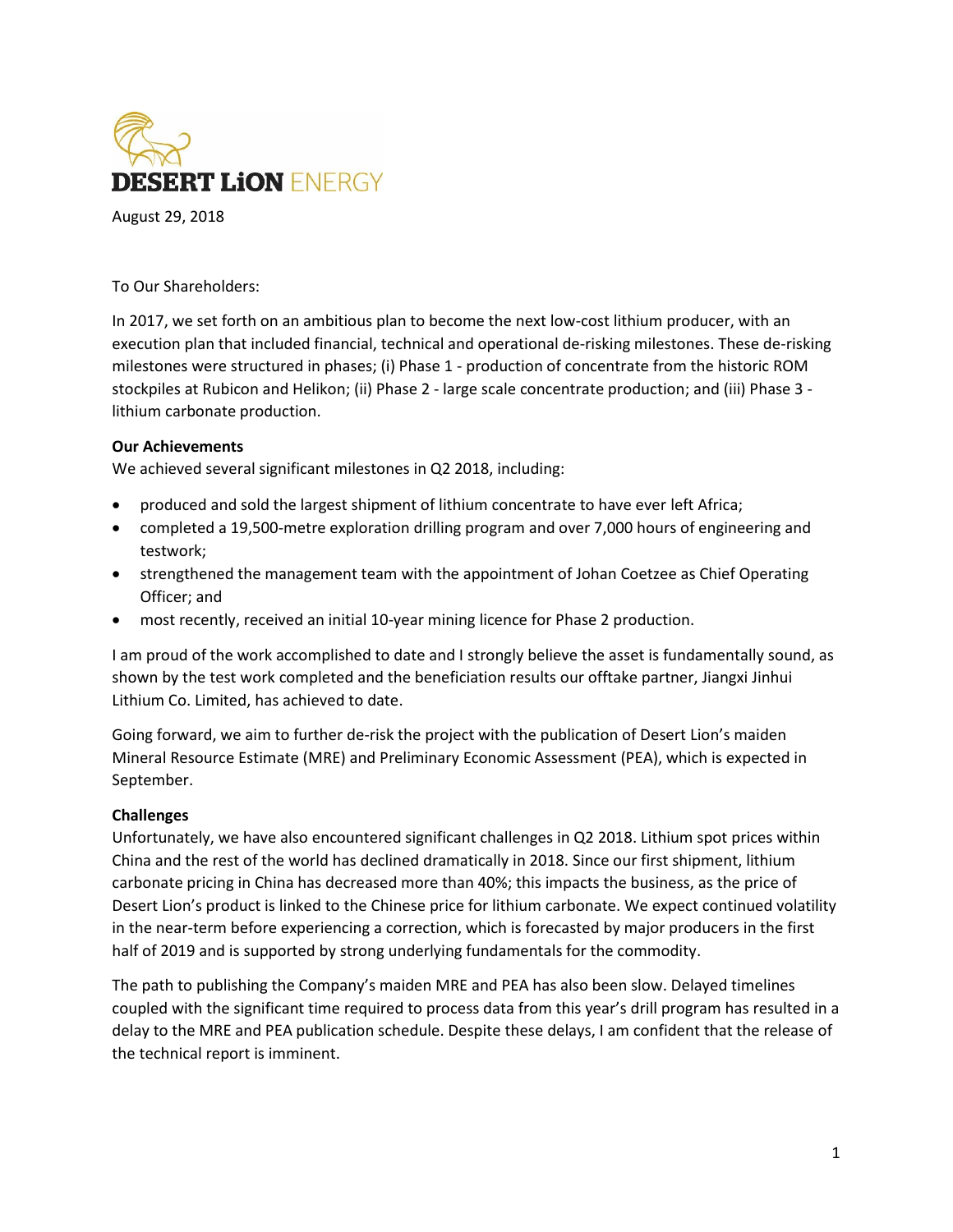# DESERT LiON ENERGY

August 29, 2018

To Our Shareholders:

In 2017, we set forth on an ambitious plan to become the next low-cost lithium producer, with an execution plan that included financial, technical and operational de-risking milestones. These de-risking milestones were structured in phases; (i) Phase 1 - production of concentrate from the historic ROM stockpiles at Rubicon and Helikon; (ii) Phase 2 - large scale concentrate production; and (iii) Phase 3 - lithium carbonate production.

**Our Achievements**

We achieved several significant milestones in Q2 2018, including:

- produced and sold the largest shipment of lithium concentrate to have ever left Africa;
- completed a 19,500-metre exploration drilling program and over 7,000 hours of engineering and testwork;
- strengthened the management team with the appointment of Johan Coetzee as Chief Operating Officer; and
- most recently, received an initial 10-year mining licence for Phase 2 production.

I am proud of the work accomplished to date and I strongly believe the asset is fundamentally sound, as shown by the test work completed and the beneficiation results our offtake partner, Jiangxi Jinhui Lithium Co. Limited, has achieved to date.

Going forward, we aim to further de-risk the project with the publication of Desert Lion's maiden Mineral Resource Estimate (MRE) and Preliminary Economic Assessment (PEA), which is expected in September.

**Challenges**

Unfortunately, we have also encountered significant challenges in Q2 2018. Lithium spot prices within China and the rest of the world has declined dramatically in 2018. Since our first shipment, lithium carbonate pricing in China has decreased more than 40%; this impacts the business, as the price of Desert Lion's product is linked to the Chinese price for lithium carbonate. We expect continued volatility in the near-term before experiencing a correction, which is forecasted by major producers in the first half of 2019 and is supported by strong underlying fundamentals for the commodity.

The path to publishing the Company's maiden MRE and PEA has also been slow. Delayed timelines coupled with the significant time required to process data from this year's drill program has resulted in a delay to the MRE and PEA publication schedule. Despite these delays, I am confident that the release of the technical report is imminent.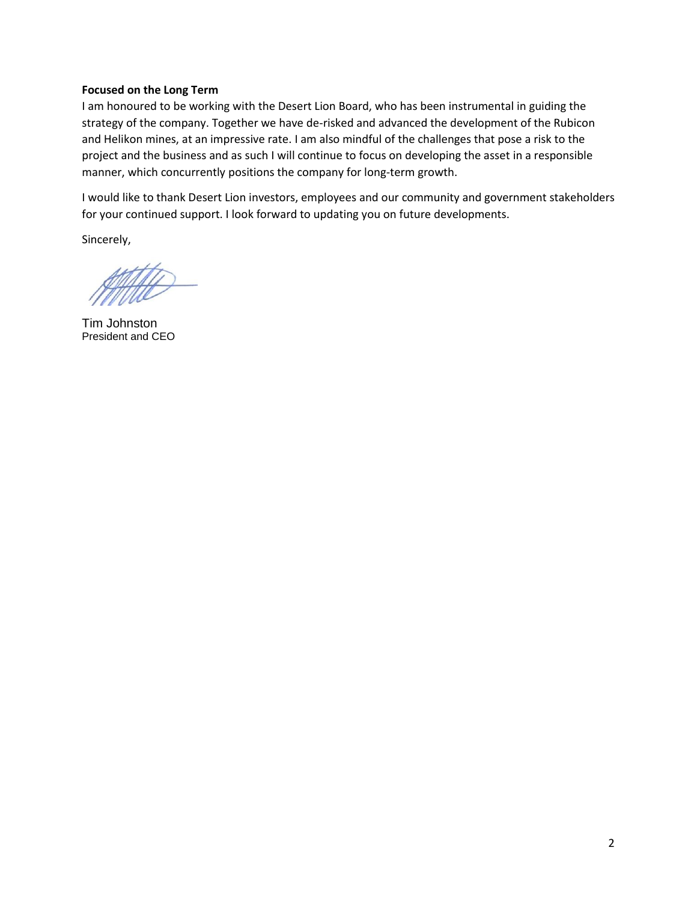**Focused on the Long Term**

I am honoured to be working with the Desert Lion Board, who has been instrumental in guiding the strategy of the company. Together we have de-risked and advanced the development of the Rubicon and Helikon mines, at an impressive rate. I am also mindful of the challenges that pose a risk to the project and the business and as such I will continue to focus on developing the asset in a responsible manner, which concurrently positions the company for long-term growth.

I would like to thank Desert Lion investors, employees and our community and government stakeholders for your continued support. I look forward to updating you on future developments.

Sincerely,

Tim Johnston
President and CEO